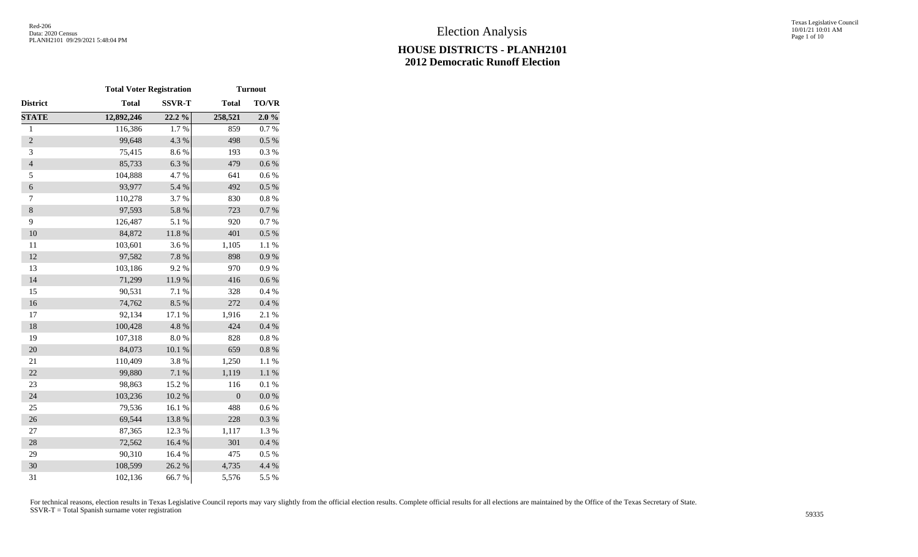Red-206
Data: 2020 Census
PLANH2101 09/29/2021 5:48:04 PM

# Election Analysis

## HOUSE DISTRICTS - PLANH2101
## 2012 Democratic Runoff Election

| | Total Voter Registration | | Turnout | |
|---|---|---|---|---|
| District | Total | SSVR-T | Total | TO/VR |
| **STATE** | **12,892,246** | **22.2 %** | **258,521** | **2.0 %** |
| 1 | 116,386 | 1.7 % | 859 | 0.7 % |
| 2 | 99,648 | 4.3 % | 498 | 0.5 % |
| 3 | 75,415 | 8.6 % | 193 | 0.3 % |
| 4 | 85,733 | 6.3 % | 479 | 0.6 % |
| 5 | 104,888 | 4.7 % | 641 | 0.6 % |
| 6 | 93,977 | 5.4 % | 492 | 0.5 % |
| 7 | 110,278 | 3.7 % | 830 | 0.8 % |
| 8 | 97,593 | 5.8 % | 723 | 0.7 % |
| 9 | 126,487 | 5.1 % | 920 | 0.7 % |
| 10 | 84,872 | 11.8 % | 401 | 0.5 % |
| 11 | 103,601 | 3.6 % | 1,105 | 1.1 % |
| 12 | 97,582 | 7.8 % | 898 | 0.9 % |
| 13 | 103,186 | 9.2 % | 970 | 0.9 % |
| 14 | 71,299 | 11.9 % | 416 | 0.6 % |
| 15 | 90,531 | 7.1 % | 328 | 0.4 % |
| 16 | 74,762 | 8.5 % | 272 | 0.4 % |
| 17 | 92,134 | 17.1 % | 1,916 | 2.1 % |
| 18 | 100,428 | 4.8 % | 424 | 0.4 % |
| 19 | 107,318 | 8.0 % | 828 | 0.8 % |
| 20 | 84,073 | 10.1 % | 659 | 0.8 % |
| 21 | 110,409 | 3.8 % | 1,250 | 1.1 % |
| 22 | 99,880 | 7.1 % | 1,119 | 1.1 % |
| 23 | 98,863 | 15.2 % | 116 | 0.1 % |
| 24 | 103,236 | 10.2 % | 0 | 0.0 % |
| 25 | 79,536 | 16.1 % | 488 | 0.6 % |
| 26 | 69,544 | 13.8 % | 228 | 0.3 % |
| 27 | 87,365 | 12.3 % | 1,117 | 1.3 % |
| 28 | 72,562 | 16.4 % | 301 | 0.4 % |
| 29 | 90,310 | 16.4 % | 475 | 0.5 % |
| 30 | 108,599 | 26.2 % | 4,735 | 4.4 % |
| 31 | 102,136 | 66.7 % | 5,576 | 5.5 % |

For technical reasons, election results in Texas Legislative Council reports may vary slightly from the official election results. Complete official results for all elections are maintained by the Office of the Texas Secretary of State.
SSVR-T = Total Spanish surname voter registration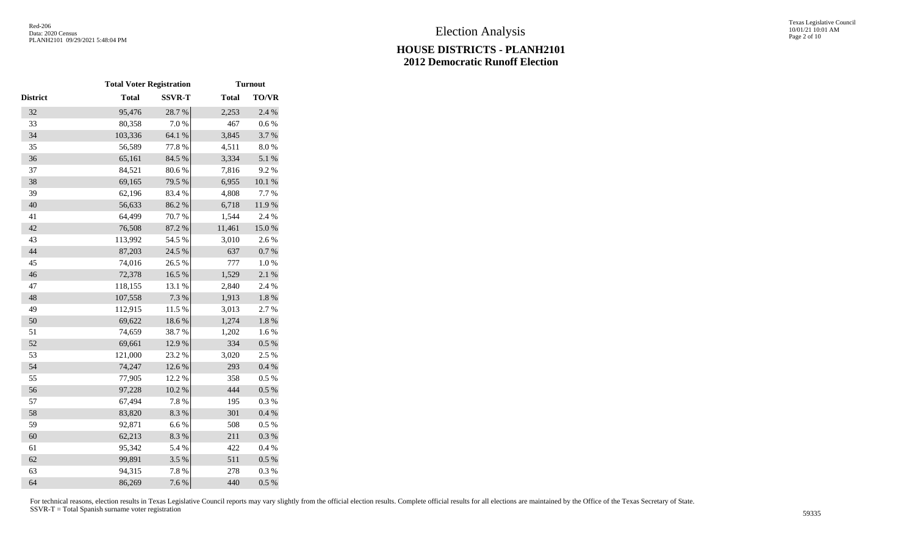# Election Analysis

## HOUSE DISTRICTS - PLANH2101
## 2012 Democratic Runoff Election

| | Total Voter Registration | | Turnout | |
|---|---|---|---|---|
| District | Total | SSVR-T | Total | TO/VR |
| 32 | 95,476 | 28.7 % | 2,253 | 2.4 % |
| 33 | 80,358 | 7.0 % | 467 | 0.6 % |
| 34 | 103,336 | 64.1 % | 3,845 | 3.7 % |
| 35 | 56,589 | 77.8 % | 4,511 | 8.0 % |
| 36 | 65,161 | 84.5 % | 3,334 | 5.1 % |
| 37 | 84,521 | 80.6 % | 7,816 | 9.2 % |
| 38 | 69,165 | 79.5 % | 6,955 | 10.1 % |
| 39 | 62,196 | 83.4 % | 4,808 | 7.7 % |
| 40 | 56,633 | 86.2 % | 6,718 | 11.9 % |
| 41 | 64,499 | 70.7 % | 1,544 | 2.4 % |
| 42 | 76,508 | 87.2 % | 11,461 | 15.0 % |
| 43 | 113,992 | 54.5 % | 3,010 | 2.6 % |
| 44 | 87,203 | 24.5 % | 637 | 0.7 % |
| 45 | 74,016 | 26.5 % | 777 | 1.0 % |
| 46 | 72,378 | 16.5 % | 1,529 | 2.1 % |
| 47 | 118,155 | 13.1 % | 2,840 | 2.4 % |
| 48 | 107,558 | 7.3 % | 1,913 | 1.8 % |
| 49 | 112,915 | 11.5 % | 3,013 | 2.7 % |
| 50 | 69,622 | 18.6 % | 1,274 | 1.8 % |
| 51 | 74,659 | 38.7 % | 1,202 | 1.6 % |
| 52 | 69,661 | 12.9 % | 334 | 0.5 % |
| 53 | 121,000 | 23.2 % | 3,020 | 2.5 % |
| 54 | 74,247 | 12.6 % | 293 | 0.4 % |
| 55 | 77,905 | 12.2 % | 358 | 0.5 % |
| 56 | 97,228 | 10.2 % | 444 | 0.5 % |
| 57 | 67,494 | 7.8 % | 195 | 0.3 % |
| 58 | 83,820 | 8.3 % | 301 | 0.4 % |
| 59 | 92,871 | 6.6 % | 508 | 0.5 % |
| 60 | 62,213 | 8.3 % | 211 | 0.3 % |
| 61 | 95,342 | 5.4 % | 422 | 0.4 % |
| 62 | 99,891 | 3.5 % | 511 | 0.5 % |
| 63 | 94,315 | 7.8 % | 278 | 0.3 % |
| 64 | 86,269 | 7.6 % | 440 | 0.5 % |

For technical reasons, election results in Texas Legislative Council reports may vary slightly from the official election results. Complete official results for all elections are maintained by the Office of the Texas Secretary of State.
SSVR-T = Total Spanish surname voter registration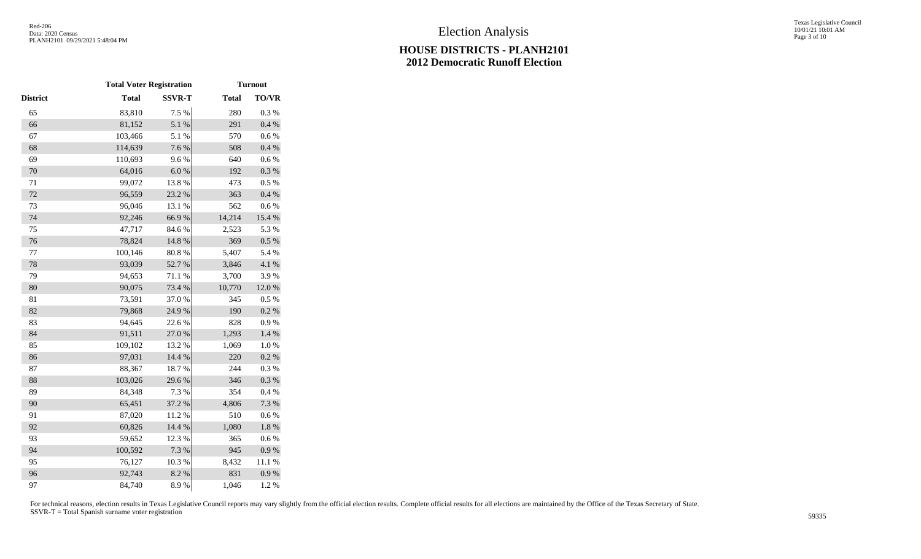# Election Analysis

## HOUSE DISTRICTS - PLANH2101
## 2012 Democratic Runoff Election

| | Total Voter Registration | | Turnout | |
|---|---|---|---|---|
| District | Total | SSVR-T | Total | TO/VR |
| 65 | 83,810 | 7.5 % | 280 | 0.3 % |
| 66 | 81,152 | 5.1 % | 291 | 0.4 % |
| 67 | 103,466 | 5.1 % | 570 | 0.6 % |
| 68 | 114,639 | 7.6 % | 508 | 0.4 % |
| 69 | 110,693 | 9.6 % | 640 | 0.6 % |
| 70 | 64,016 | 6.0 % | 192 | 0.3 % |
| 71 | 99,072 | 13.8 % | 473 | 0.5 % |
| 72 | 96,559 | 23.2 % | 363 | 0.4 % |
| 73 | 96,046 | 13.1 % | 562 | 0.6 % |
| 74 | 92,246 | 66.9 % | 14,214 | 15.4 % |
| 75 | 47,717 | 84.6 % | 2,523 | 5.3 % |
| 76 | 78,824 | 14.8 % | 369 | 0.5 % |
| 77 | 100,146 | 80.8 % | 5,407 | 5.4 % |
| 78 | 93,039 | 52.7 % | 3,846 | 4.1 % |
| 79 | 94,653 | 71.1 % | 3,700 | 3.9 % |
| 80 | 90,075 | 73.4 % | 10,770 | 12.0 % |
| 81 | 73,591 | 37.0 % | 345 | 0.5 % |
| 82 | 79,868 | 24.9 % | 190 | 0.2 % |
| 83 | 94,645 | 22.6 % | 828 | 0.9 % |
| 84 | 91,511 | 27.0 % | 1,293 | 1.4 % |
| 85 | 109,102 | 13.2 % | 1,069 | 1.0 % |
| 86 | 97,031 | 14.4 % | 220 | 0.2 % |
| 87 | 88,367 | 18.7 % | 244 | 0.3 % |
| 88 | 103,026 | 29.6 % | 346 | 0.3 % |
| 89 | 84,348 | 7.3 % | 354 | 0.4 % |
| 90 | 65,451 | 37.2 % | 4,806 | 7.3 % |
| 91 | 87,020 | 11.2 % | 510 | 0.6 % |
| 92 | 60,826 | 14.4 % | 1,080 | 1.8 % |
| 93 | 59,652 | 12.3 % | 365 | 0.6 % |
| 94 | 100,592 | 7.3 % | 945 | 0.9 % |
| 95 | 76,127 | 10.3 % | 8,432 | 11.1 % |
| 96 | 92,743 | 8.2 % | 831 | 0.9 % |
| 97 | 84,740 | 8.9 % | 1,046 | 1.2 % |

For technical reasons, election results in Texas Legislative Council reports may vary slightly from the official election results. Complete official results for all elections are maintained by the Office of the Texas Secretary of State.
SSVR-T = Total Spanish surname voter registration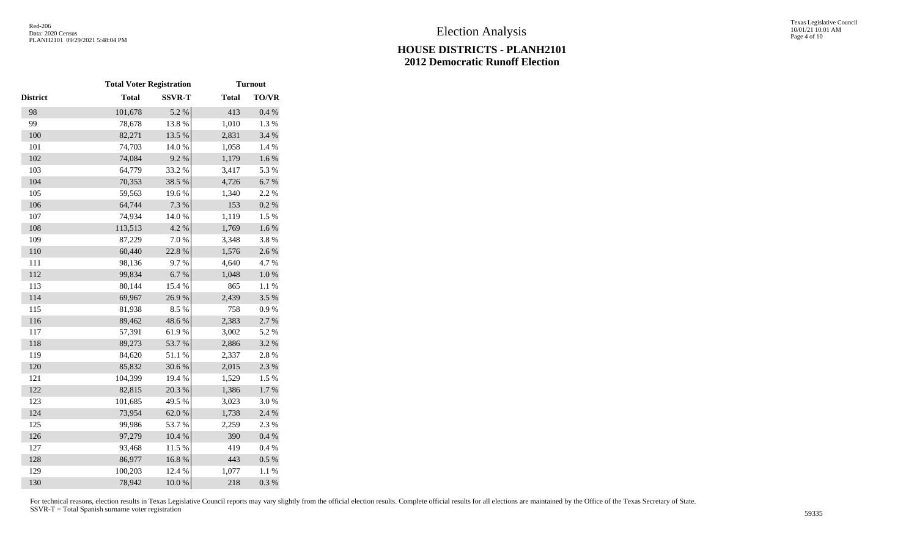# Election Analysis

## HOUSE DISTRICTS - PLANH2101
## 2012 Democratic Runoff Election

| | Total Voter Registration | | Turnout | |
|---|---|---|---|---|
| District | Total | SSVR-T | Total | TO/VR |
| 98 | 101,678 | 5.2 % | 413 | 0.4 % |
| 99 | 78,678 | 13.8 % | 1,010 | 1.3 % |
| 100 | 82,271 | 13.5 % | 2,831 | 3.4 % |
| 101 | 74,703 | 14.0 % | 1,058 | 1.4 % |
| 102 | 74,084 | 9.2 % | 1,179 | 1.6 % |
| 103 | 64,779 | 33.2 % | 3,417 | 5.3 % |
| 104 | 70,353 | 38.5 % | 4,726 | 6.7 % |
| 105 | 59,563 | 19.6 % | 1,340 | 2.2 % |
| 106 | 64,744 | 7.3 % | 153 | 0.2 % |
| 107 | 74,934 | 14.0 % | 1,119 | 1.5 % |
| 108 | 113,513 | 4.2 % | 1,769 | 1.6 % |
| 109 | 87,229 | 7.0 % | 3,348 | 3.8 % |
| 110 | 60,440 | 22.8 % | 1,576 | 2.6 % |
| 111 | 98,136 | 9.7 % | 4,640 | 4.7 % |
| 112 | 99,834 | 6.7 % | 1,048 | 1.0 % |
| 113 | 80,144 | 15.4 % | 865 | 1.1 % |
| 114 | 69,967 | 26.9 % | 2,439 | 3.5 % |
| 115 | 81,938 | 8.5 % | 758 | 0.9 % |
| 116 | 89,462 | 48.6 % | 2,383 | 2.7 % |
| 117 | 57,391 | 61.9 % | 3,002 | 5.2 % |
| 118 | 89,273 | 53.7 % | 2,886 | 3.2 % |
| 119 | 84,620 | 51.1 % | 2,337 | 2.8 % |
| 120 | 85,832 | 30.6 % | 2,015 | 2.3 % |
| 121 | 104,399 | 19.4 % | 1,529 | 1.5 % |
| 122 | 82,815 | 20.3 % | 1,386 | 1.7 % |
| 123 | 101,685 | 49.5 % | 3,023 | 3.0 % |
| 124 | 73,954 | 62.0 % | 1,738 | 2.4 % |
| 125 | 99,986 | 53.7 % | 2,259 | 2.3 % |
| 126 | 97,279 | 10.4 % | 390 | 0.4 % |
| 127 | 93,468 | 11.5 % | 419 | 0.4 % |
| 128 | 86,977 | 16.8 % | 443 | 0.5 % |
| 129 | 100,203 | 12.4 % | 1,077 | 1.1 % |
| 130 | 78,942 | 10.0 % | 218 | 0.3 % |

For technical reasons, election results in Texas Legislative Council reports may vary slightly from the official election results. Complete official results for all elections are maintained by the Office of the Texas Secretary of State.
SSVR-T = Total Spanish surname voter registration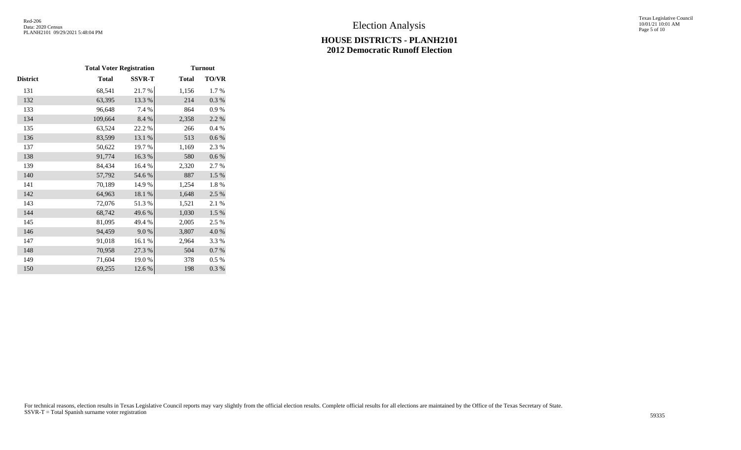# Election Analysis

## HOUSE DISTRICTS - PLANH2101
## 2012 Democratic Runoff Election

| | Total Voter Registration | | Turnout | |
|---|---|---|---|---|
| District | Total | SSVR-T | Total | TO/VR |
| 131 | 68,541 | 21.7 % | 1,156 | 1.7 % |
| 132 | 63,395 | 13.3 % | 214 | 0.3 % |
| 133 | 96,648 | 7.4 % | 864 | 0.9 % |
| 134 | 109,664 | 8.4 % | 2,358 | 2.2 % |
| 135 | 63,524 | 22.2 % | 266 | 0.4 % |
| 136 | 83,599 | 13.1 % | 513 | 0.6 % |
| 137 | 50,622 | 19.7 % | 1,169 | 2.3 % |
| 138 | 91,774 | 16.3 % | 580 | 0.6 % |
| 139 | 84,434 | 16.4 % | 2,320 | 2.7 % |
| 140 | 57,792 | 54.6 % | 887 | 1.5 % |
| 141 | 70,189 | 14.9 % | 1,254 | 1.8 % |
| 142 | 64,963 | 18.1 % | 1,648 | 2.5 % |
| 143 | 72,076 | 51.3 % | 1,521 | 2.1 % |
| 144 | 68,742 | 49.6 % | 1,030 | 1.5 % |
| 145 | 81,095 | 49.4 % | 2,005 | 2.5 % |
| 146 | 94,459 | 9.0 % | 3,807 | 4.0 % |
| 147 | 91,018 | 16.1 % | 2,964 | 3.3 % |
| 148 | 70,958 | 27.3 % | 504 | 0.7 % |
| 149 | 71,604 | 19.0 % | 378 | 0.5 % |
| 150 | 69,255 | 12.6 % | 198 | 0.3 % |

For technical reasons, election results in Texas Legislative Council reports may vary slightly from the official election results. Complete official results for all elections are maintained by the Office of the Texas Secretary of State.
SSVR-T = Total Spanish surname voter registration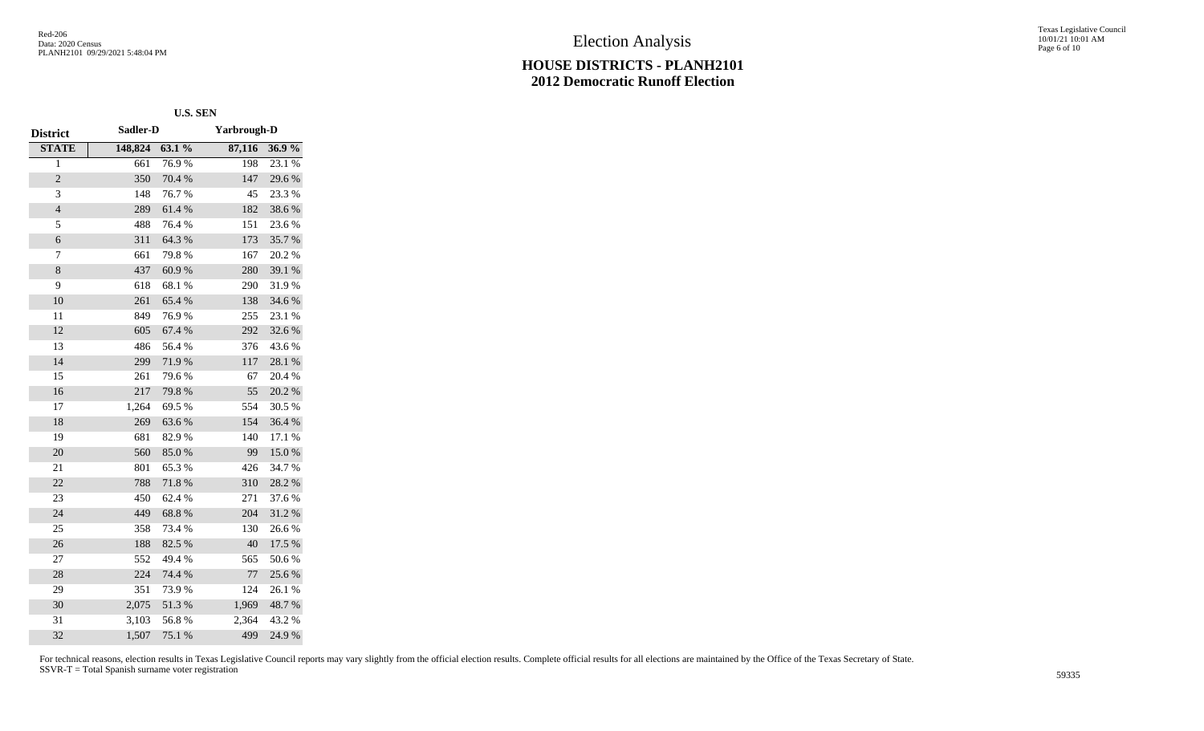# Election Analysis

## HOUSE DISTRICTS - PLANH2101
## 2012 Democratic Runoff Election

| | U.S. SEN | | | |
|---|---|---|---|---|
| **District** | **Sadler-D** | | **Yarbrough-D** | |
| **STATE** | **148,824** | **63.1 %** | **87,116** | **36.9 %** |
| 1 | 661 | 76.9 % | 198 | 23.1 % |
| 2 | 350 | 70.4 % | 147 | 29.6 % |
| 3 | 148 | 76.7 % | 45 | 23.3 % |
| 4 | 289 | 61.4 % | 182 | 38.6 % |
| 5 | 488 | 76.4 % | 151 | 23.6 % |
| 6 | 311 | 64.3 % | 173 | 35.7 % |
| 7 | 661 | 79.8 % | 167 | 20.2 % |
| 8 | 437 | 60.9 % | 280 | 39.1 % |
| 9 | 618 | 68.1 % | 290 | 31.9 % |
| 10 | 261 | 65.4 % | 138 | 34.6 % |
| 11 | 849 | 76.9 % | 255 | 23.1 % |
| 12 | 605 | 67.4 % | 292 | 32.6 % |
| 13 | 486 | 56.4 % | 376 | 43.6 % |
| 14 | 299 | 71.9 % | 117 | 28.1 % |
| 15 | 261 | 79.6 % | 67 | 20.4 % |
| 16 | 217 | 79.8 % | 55 | 20.2 % |
| 17 | 1,264 | 69.5 % | 554 | 30.5 % |
| 18 | 269 | 63.6 % | 154 | 36.4 % |
| 19 | 681 | 82.9 % | 140 | 17.1 % |
| 20 | 560 | 85.0 % | 99 | 15.0 % |
| 21 | 801 | 65.3 % | 426 | 34.7 % |
| 22 | 788 | 71.8 % | 310 | 28.2 % |
| 23 | 450 | 62.4 % | 271 | 37.6 % |
| 24 | 449 | 68.8 % | 204 | 31.2 % |
| 25 | 358 | 73.4 % | 130 | 26.6 % |
| 26 | 188 | 82.5 % | 40 | 17.5 % |
| 27 | 552 | 49.4 % | 565 | 50.6 % |
| 28 | 224 | 74.4 % | 77 | 25.6 % |
| 29 | 351 | 73.9 % | 124 | 26.1 % |
| 30 | 2,075 | 51.3 % | 1,969 | 48.7 % |
| 31 | 3,103 | 56.8 % | 2,364 | 43.2 % |
| 32 | 1,507 | 75.1 % | 499 | 24.9 % |

For technical reasons, election results in Texas Legislative Council reports may vary slightly from the official election results. Complete official results for all elections are maintained by the Office of the Texas Secretary of State.
SSVR-T = Total Spanish surname voter registration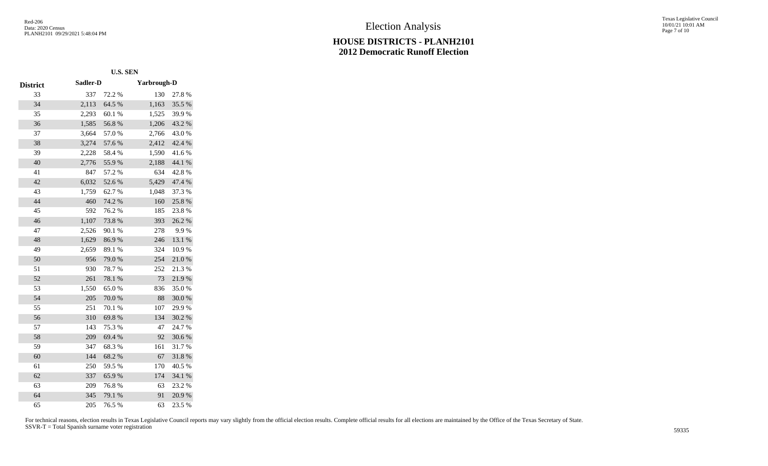# Election Analysis

## HOUSE DISTRICTS - PLANH2101
## 2012 Democratic Runoff Election

| | U.S. SEN | | | |
|---|---|---|---|---|
| **District** | **Sadler-D** | | **Yarbrough-D** | |
| 33 | 337 | 72.2 % | 130 | 27.8 % |
| 34 | 2,113 | 64.5 % | 1,163 | 35.5 % |
| 35 | 2,293 | 60.1 % | 1,525 | 39.9 % |
| 36 | 1,585 | 56.8 % | 1,206 | 43.2 % |
| 37 | 3,664 | 57.0 % | 2,766 | 43.0 % |
| 38 | 3,274 | 57.6 % | 2,412 | 42.4 % |
| 39 | 2,228 | 58.4 % | 1,590 | 41.6 % |
| 40 | 2,776 | 55.9 % | 2,188 | 44.1 % |
| 41 | 847 | 57.2 % | 634 | 42.8 % |
| 42 | 6,032 | 52.6 % | 5,429 | 47.4 % |
| 43 | 1,759 | 62.7 % | 1,048 | 37.3 % |
| 44 | 460 | 74.2 % | 160 | 25.8 % |
| 45 | 592 | 76.2 % | 185 | 23.8 % |
| 46 | 1,107 | 73.8 % | 393 | 26.2 % |
| 47 | 2,526 | 90.1 % | 278 | 9.9 % |
| 48 | 1,629 | 86.9 % | 246 | 13.1 % |
| 49 | 2,659 | 89.1 % | 324 | 10.9 % |
| 50 | 956 | 79.0 % | 254 | 21.0 % |
| 51 | 930 | 78.7 % | 252 | 21.3 % |
| 52 | 261 | 78.1 % | 73 | 21.9 % |
| 53 | 1,550 | 65.0 % | 836 | 35.0 % |
| 54 | 205 | 70.0 % | 88 | 30.0 % |
| 55 | 251 | 70.1 % | 107 | 29.9 % |
| 56 | 310 | 69.8 % | 134 | 30.2 % |
| 57 | 143 | 75.3 % | 47 | 24.7 % |
| 58 | 209 | 69.4 % | 92 | 30.6 % |
| 59 | 347 | 68.3 % | 161 | 31.7 % |
| 60 | 144 | 68.2 % | 67 | 31.8 % |
| 61 | 250 | 59.5 % | 170 | 40.5 % |
| 62 | 337 | 65.9 % | 174 | 34.1 % |
| 63 | 209 | 76.8 % | 63 | 23.2 % |
| 64 | 345 | 79.1 % | 91 | 20.9 % |
| 65 | 205 | 76.5 % | 63 | 23.5 % |

For technical reasons, election results in Texas Legislative Council reports may vary slightly from the official election results. Complete official results for all elections are maintained by the Office of the Texas Secretary of State.
SSVR-T = Total Spanish surname voter registration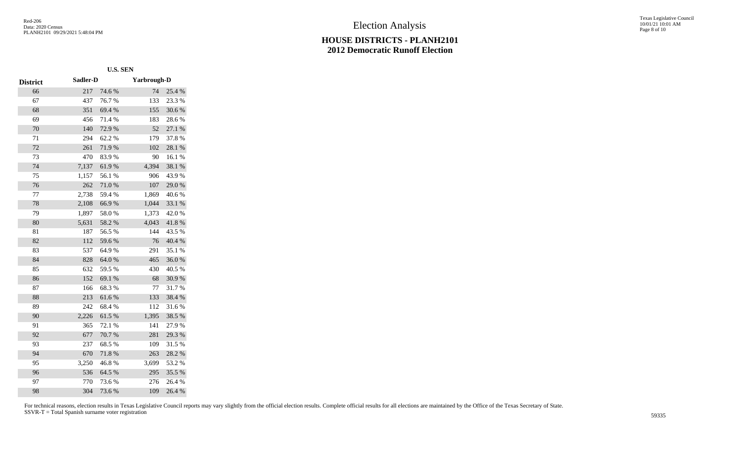# Election Analysis

## HOUSE DISTRICTS - PLANH2101
## 2012 Democratic Runoff Election

| District | U.S. SEN Sadler-D | | Yarbrough-D | |
|---|---|---|---|---|
| 66 | 217 | 74.6 % | 74 | 25.4 % |
| 67 | 437 | 76.7 % | 133 | 23.3 % |
| 68 | 351 | 69.4 % | 155 | 30.6 % |
| 69 | 456 | 71.4 % | 183 | 28.6 % |
| 70 | 140 | 72.9 % | 52 | 27.1 % |
| 71 | 294 | 62.2 % | 179 | 37.8 % |
| 72 | 261 | 71.9 % | 102 | 28.1 % |
| 73 | 470 | 83.9 % | 90 | 16.1 % |
| 74 | 7,137 | 61.9 % | 4,394 | 38.1 % |
| 75 | 1,157 | 56.1 % | 906 | 43.9 % |
| 76 | 262 | 71.0 % | 107 | 29.0 % |
| 77 | 2,738 | 59.4 % | 1,869 | 40.6 % |
| 78 | 2,108 | 66.9 % | 1,044 | 33.1 % |
| 79 | 1,897 | 58.0 % | 1,373 | 42.0 % |
| 80 | 5,631 | 58.2 % | 4,043 | 41.8 % |
| 81 | 187 | 56.5 % | 144 | 43.5 % |
| 82 | 112 | 59.6 % | 76 | 40.4 % |
| 83 | 537 | 64.9 % | 291 | 35.1 % |
| 84 | 828 | 64.0 % | 465 | 36.0 % |
| 85 | 632 | 59.5 % | 430 | 40.5 % |
| 86 | 152 | 69.1 % | 68 | 30.9 % |
| 87 | 166 | 68.3 % | 77 | 31.7 % |
| 88 | 213 | 61.6 % | 133 | 38.4 % |
| 89 | 242 | 68.4 % | 112 | 31.6 % |
| 90 | 2,226 | 61.5 % | 1,395 | 38.5 % |
| 91 | 365 | 72.1 % | 141 | 27.9 % |
| 92 | 677 | 70.7 % | 281 | 29.3 % |
| 93 | 237 | 68.5 % | 109 | 31.5 % |
| 94 | 670 | 71.8 % | 263 | 28.2 % |
| 95 | 3,250 | 46.8 % | 3,699 | 53.2 % |
| 96 | 536 | 64.5 % | 295 | 35.5 % |
| 97 | 770 | 73.6 % | 276 | 26.4 % |
| 98 | 304 | 73.6 % | 109 | 26.4 % |

For technical reasons, election results in Texas Legislative Council reports may vary slightly from the official election results. Complete official results for all elections are maintained by the Office of the Texas Secretary of State.
SSVR-T = Total Spanish surname voter registration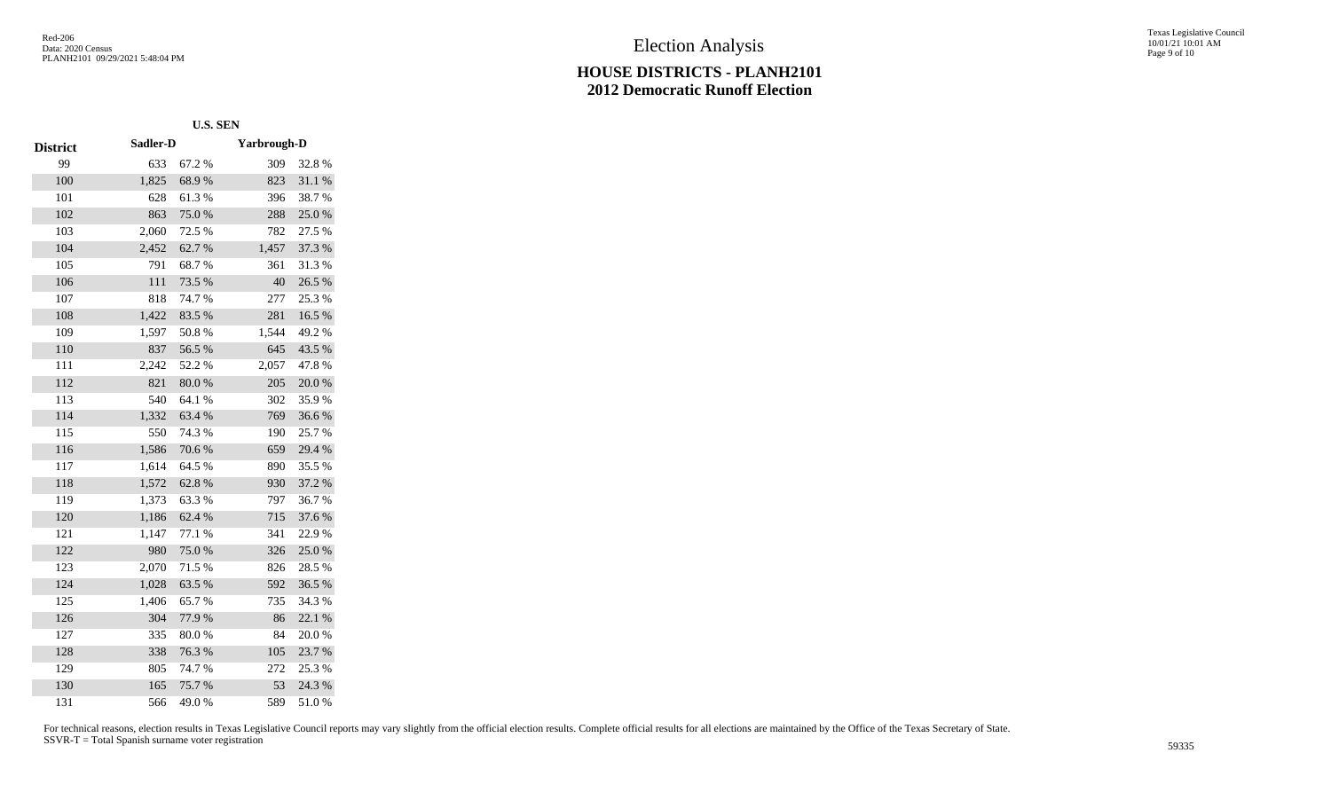# Election Analysis

## HOUSE DISTRICTS - PLANH2101
## 2012 Democratic Runoff Election

| | U.S. SEN | | | |
|---|---|---|---|---|
| **District** | **Sadler-D** | | **Yarbrough-D** | |
| 99 | 633 | 67.2 % | 309 | 32.8 % |
| 100 | 1,825 | 68.9 % | 823 | 31.1 % |
| 101 | 628 | 61.3 % | 396 | 38.7 % |
| 102 | 863 | 75.0 % | 288 | 25.0 % |
| 103 | 2,060 | 72.5 % | 782 | 27.5 % |
| 104 | 2,452 | 62.7 % | 1,457 | 37.3 % |
| 105 | 791 | 68.7 % | 361 | 31.3 % |
| 106 | 111 | 73.5 % | 40 | 26.5 % |
| 107 | 818 | 74.7 % | 277 | 25.3 % |
| 108 | 1,422 | 83.5 % | 281 | 16.5 % |
| 109 | 1,597 | 50.8 % | 1,544 | 49.2 % |
| 110 | 837 | 56.5 % | 645 | 43.5 % |
| 111 | 2,242 | 52.2 % | 2,057 | 47.8 % |
| 112 | 821 | 80.0 % | 205 | 20.0 % |
| 113 | 540 | 64.1 % | 302 | 35.9 % |
| 114 | 1,332 | 63.4 % | 769 | 36.6 % |
| 115 | 550 | 74.3 % | 190 | 25.7 % |
| 116 | 1,586 | 70.6 % | 659 | 29.4 % |
| 117 | 1,614 | 64.5 % | 890 | 35.5 % |
| 118 | 1,572 | 62.8 % | 930 | 37.2 % |
| 119 | 1,373 | 63.3 % | 797 | 36.7 % |
| 120 | 1,186 | 62.4 % | 715 | 37.6 % |
| 121 | 1,147 | 77.1 % | 341 | 22.9 % |
| 122 | 980 | 75.0 % | 326 | 25.0 % |
| 123 | 2,070 | 71.5 % | 826 | 28.5 % |
| 124 | 1,028 | 63.5 % | 592 | 36.5 % |
| 125 | 1,406 | 65.7 % | 735 | 34.3 % |
| 126 | 304 | 77.9 % | 86 | 22.1 % |
| 127 | 335 | 80.0 % | 84 | 20.0 % |
| 128 | 338 | 76.3 % | 105 | 23.7 % |
| 129 | 805 | 74.7 % | 272 | 25.3 % |
| 130 | 165 | 75.7 % | 53 | 24.3 % |
| 131 | 566 | 49.0 % | 589 | 51.0 % |

For technical reasons, election results in Texas Legislative Council reports may vary slightly from the official election results. Complete official results for all elections are maintained by the Office of the Texas Secretary of State.
SSVR-T = Total Spanish surname voter registration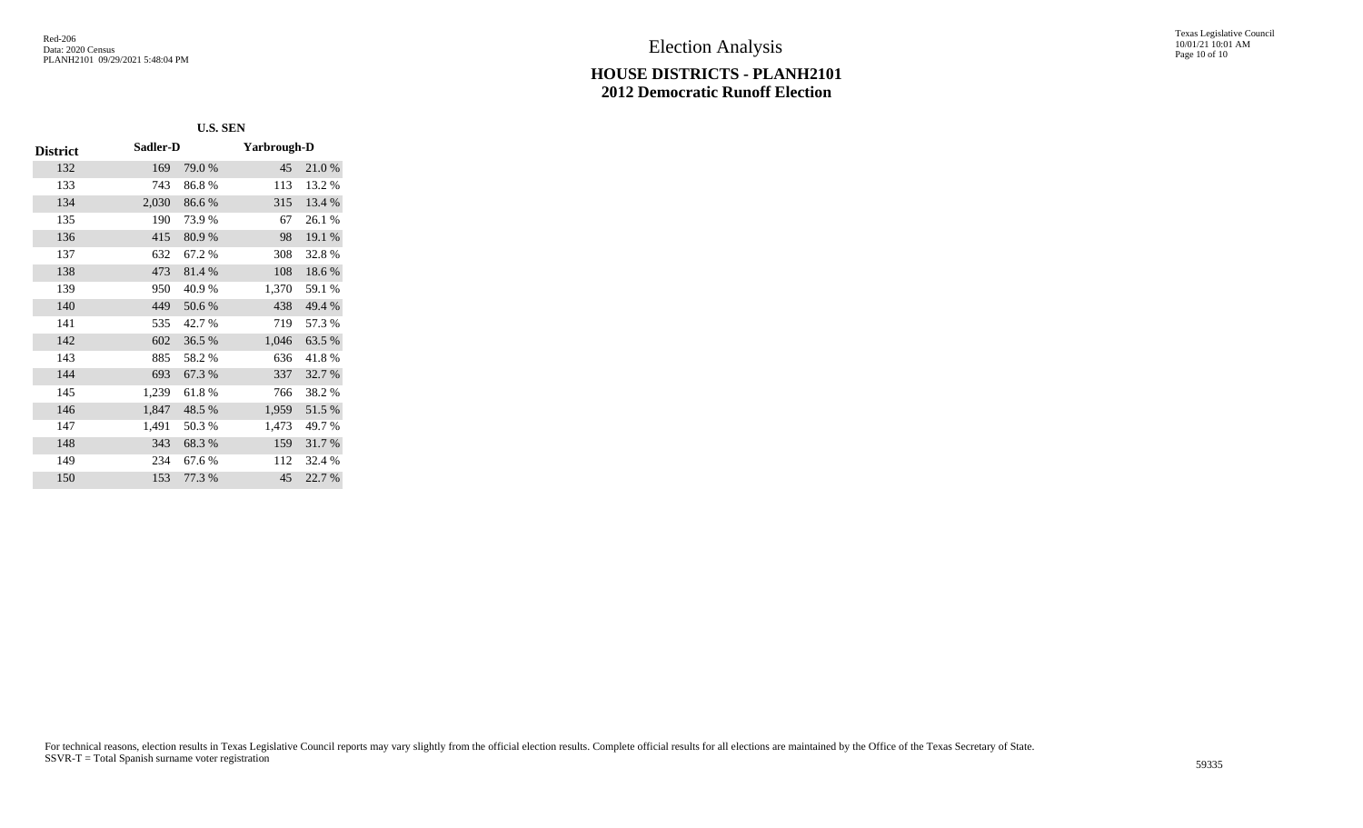# Election Analysis

## HOUSE DISTRICTS - PLANH2101
## 2012 Democratic Runoff Election

| | U.S. SEN | | | |
|---|---|---|---|---|
| District | Sadler-D | | Yarbrough-D | |
| 132 | 169 | 79.0 % | 45 | 21.0 % |
| 133 | 743 | 86.8 % | 113 | 13.2 % |
| 134 | 2,030 | 86.6 % | 315 | 13.4 % |
| 135 | 190 | 73.9 % | 67 | 26.1 % |
| 136 | 415 | 80.9 % | 98 | 19.1 % |
| 137 | 632 | 67.2 % | 308 | 32.8 % |
| 138 | 473 | 81.4 % | 108 | 18.6 % |
| 139 | 950 | 40.9 % | 1,370 | 59.1 % |
| 140 | 449 | 50.6 % | 438 | 49.4 % |
| 141 | 535 | 42.7 % | 719 | 57.3 % |
| 142 | 602 | 36.5 % | 1,046 | 63.5 % |
| 143 | 885 | 58.2 % | 636 | 41.8 % |
| 144 | 693 | 67.3 % | 337 | 32.7 % |
| 145 | 1,239 | 61.8 % | 766 | 38.2 % |
| 146 | 1,847 | 48.5 % | 1,959 | 51.5 % |
| 147 | 1,491 | 50.3 % | 1,473 | 49.7 % |
| 148 | 343 | 68.3 % | 159 | 31.7 % |
| 149 | 234 | 67.6 % | 112 | 32.4 % |
| 150 | 153 | 77.3 % | 45 | 22.7 % |

For technical reasons, election results in Texas Legislative Council reports may vary slightly from the official election results. Complete official results for all elections are maintained by the Office of the Texas Secretary of State.
SSVR-T = Total Spanish surname voter registration